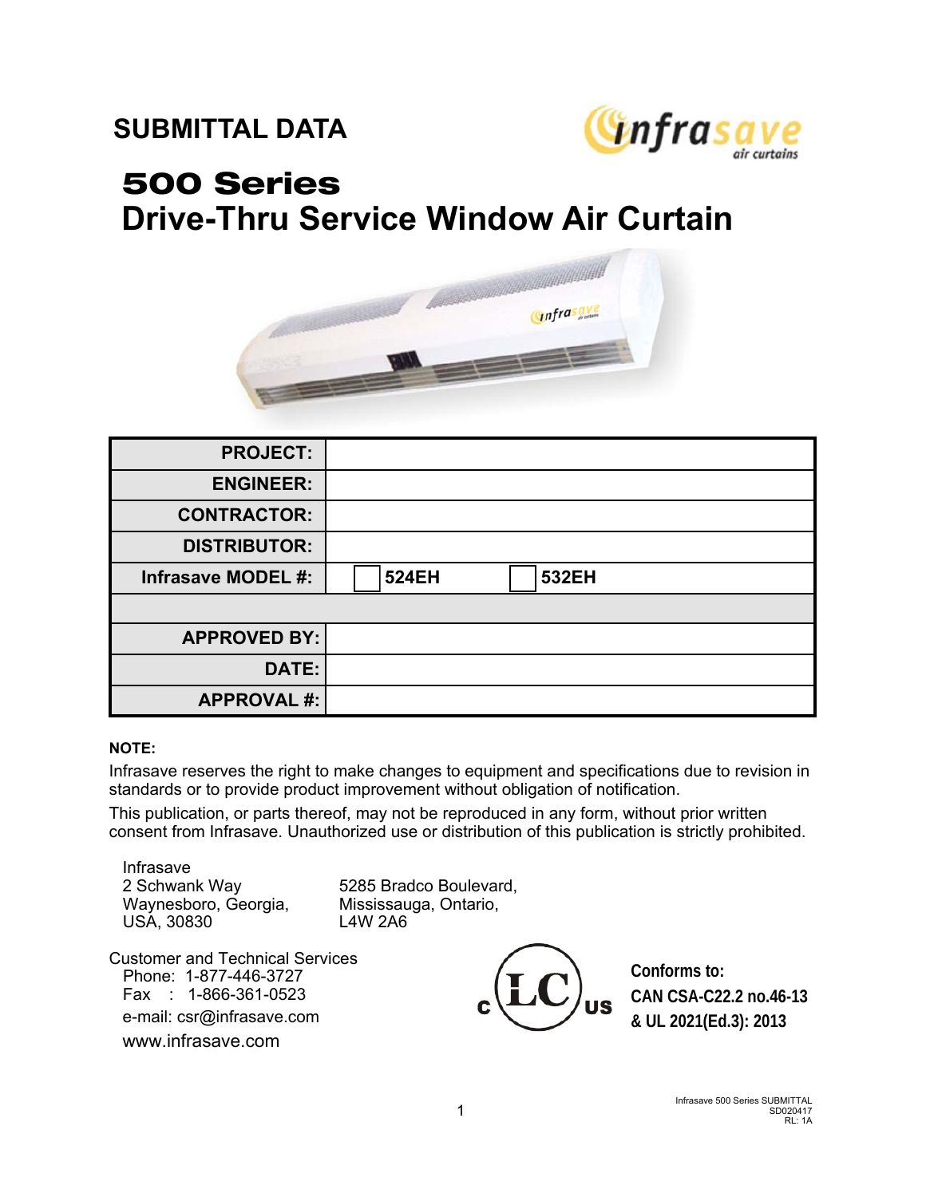# SUBMITTAL DATA

## 500 Series
## Drive-Thru Service Window Air Curtain

| | |
|---|---|
| **PROJECT:** | |
| **ENGINEER:** | |
| **CONTRACTOR:** | |
| **DISTRIBUTOR:** | |
| **Infrasave MODEL #:** | ☐ **524EH** ☐ **532EH** |
| | |
| **APPROVED BY:** | |
| **DATE:** | |
| **APPROVAL #:** | |

**NOTE:**

Infrasave reserves the right to make changes to equipment and specifications due to revision in standards or to provide product improvement without obligation of notification.

This publication, or parts thereof, may not be reproduced in any form, without prior written consent from Infrasave. Unauthorized use or distribution of this publication is strictly prohibited.

Infrasave
2 Schwank Way
Waynesboro, Georgia,
USA, 30830

5285 Bradco Boulevard,
Mississauga, Ontario,
L4W 2A6

Customer and Technical Services
Phone: 1-877-446-3727
Fax : 1-866-361-0523
e-mail: csr@infrasave.com
www.infrasave.com

**Conforms to:**
**CAN CSA-C22.2 no.46-13**
**& UL 2021(Ed.3): 2013**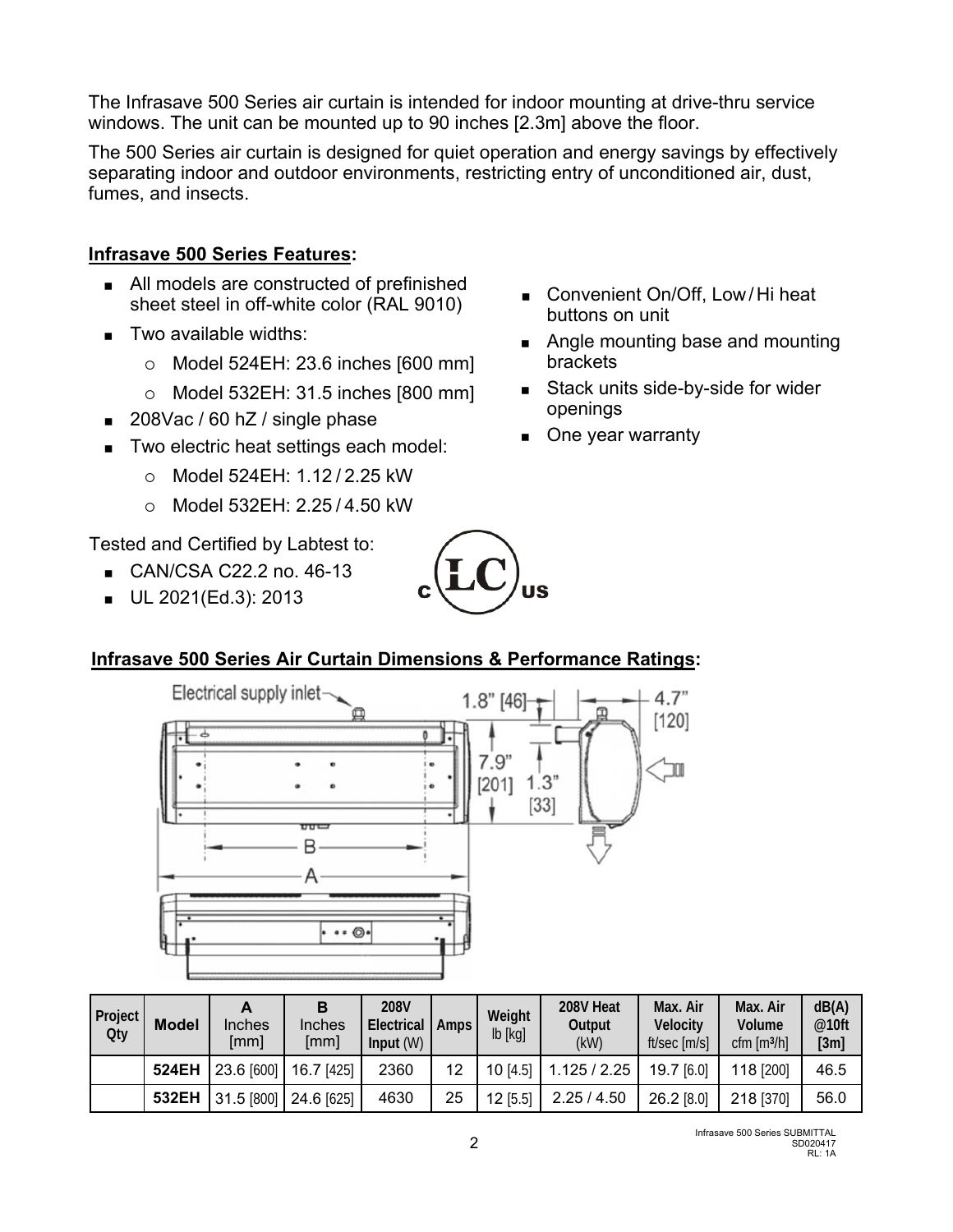The Infrasave 500 Series air curtain is intended for indoor mounting at drive-thru service windows. The unit can be mounted up to 90 inches [2.3m] above the floor.

The 500 Series air curtain is designed for quiet operation and energy savings by effectively separating indoor and outdoor environments, restricting entry of unconditioned air, dust, fumes, and insects.

**Infrasave 500 Series Features:**

- All models are constructed of prefinished sheet steel in off-white color (RAL 9010)
- Two available widths:
  - Model 524EH: 23.6 inches [600 mm]
  - Model 532EH: 31.5 inches [800 mm]
- 208Vac / 60 hZ / single phase
- Two electric heat settings each model:
  - Model 524EH: 1.12 / 2.25 kW
  - Model 532EH: 2.25 / 4.50 kW
- Convenient On/Off, Low / Hi heat buttons on unit
- Angle mounting base and mounting brackets
- Stack units side-by-side for wider openings
- One year warranty

Tested and Certified by Labtest to:

- CAN/CSA C22.2 no. 46-13
- UL 2021(Ed.3): 2013

**Infrasave 500 Series Air Curtain Dimensions & Performance Ratings:**

Electrical supply inlet

1.8" [46]

4.7" [120]

7.9" [201]

1.3" [33]

B

A

| Project Qty | Model | A Inches [mm] | B Inches [mm] | 208V Electrical Input (W) | Amps | Weight lb [kg] | 208V Heat Output (kW) | Max. Air Velocity ft/sec [m/s] | Max. Air Volume cfm [m³/h] | dB(A) @10ft [3m] |
|---|---|---|---|---|---|---|---|---|---|---|
| | **524EH** | 23.6 [600] | 16.7 [425] | 2360 | 12 | 10 [4.5] | 1.125 / 2.25 | 19.7 [6.0] | 118 [200] | 46.5 |
| | **532EH** | 31.5 [800] | 24.6 [625] | 4630 | 25 | 12 [5.5] | 2.25 / 4.50 | 26.2 [8.0] | 218 [370] | 56.0 |